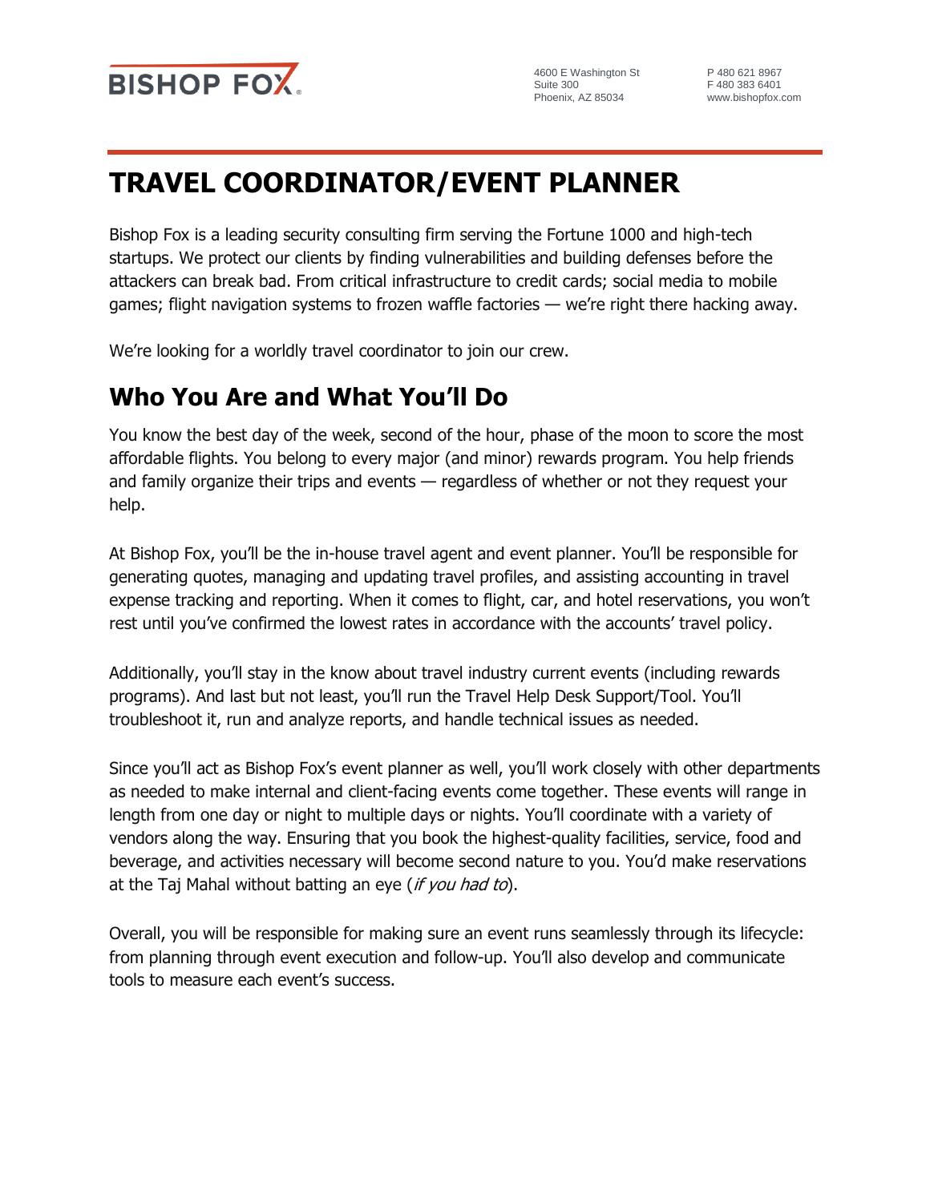BISHOP FOX

4600 E Washington St
Suite 300
Phoenix, AZ 85034

P 480 621 8967
F 480 383 6401
www.bishopfox.com

# TRAVEL COORDINATOR/EVENT PLANNER

Bishop Fox is a leading security consulting firm serving the Fortune 1000 and high-tech startups. We protect our clients by finding vulnerabilities and building defenses before the attackers can break bad. From critical infrastructure to credit cards; social media to mobile games; flight navigation systems to frozen waffle factories — we're right there hacking away.

We're looking for a worldly travel coordinator to join our crew.

## Who You Are and What You'll Do

You know the best day of the week, second of the hour, phase of the moon to score the most affordable flights. You belong to every major (and minor) rewards program. You help friends and family organize their trips and events — regardless of whether or not they request your help.

At Bishop Fox, you'll be the in-house travel agent and event planner. You'll be responsible for generating quotes, managing and updating travel profiles, and assisting accounting in travel expense tracking and reporting. When it comes to flight, car, and hotel reservations, you won't rest until you've confirmed the lowest rates in accordance with the accounts' travel policy.

Additionally, you'll stay in the know about travel industry current events (including rewards programs). And last but not least, you'll run the Travel Help Desk Support/Tool. You'll troubleshoot it, run and analyze reports, and handle technical issues as needed.

Since you'll act as Bishop Fox's event planner as well, you'll work closely with other departments as needed to make internal and client-facing events come together. These events will range in length from one day or night to multiple days or nights. You'll coordinate with a variety of vendors along the way. Ensuring that you book the highest-quality facilities, service, food and beverage, and activities necessary will become second nature to you. You'd make reservations at the Taj Mahal without batting an eye (*if you had to*).

Overall, you will be responsible for making sure an event runs seamlessly through its lifecycle: from planning through event execution and follow-up. You'll also develop and communicate tools to measure each event's success.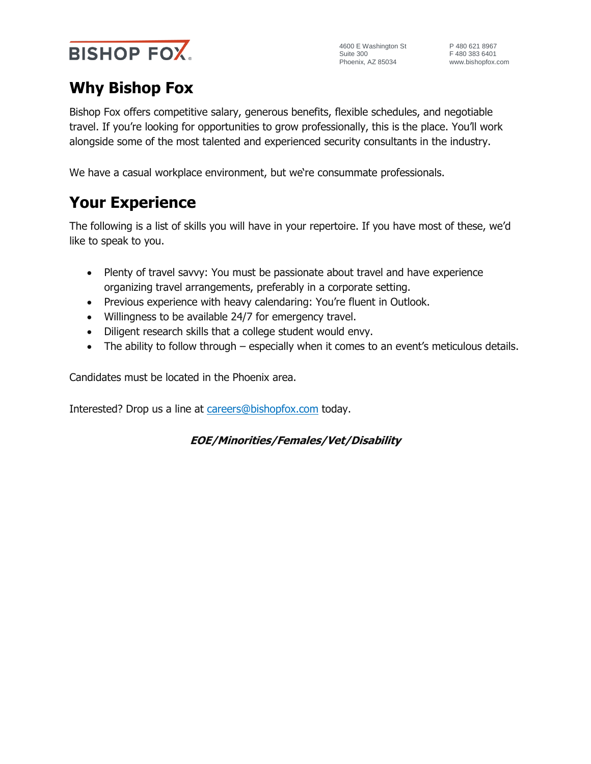## Why Bishop Fox

Bishop Fox offers competitive salary, generous benefits, flexible schedules, and negotiable travel. If you're looking for opportunities to grow professionally, this is the place. You'll work alongside some of the most talented and experienced security consultants in the industry.

We have a casual workplace environment, but we're consummate professionals.

## Your Experience

The following is a list of skills you will have in your repertoire. If you have most of these, we'd like to speak to you.

- Plenty of travel savvy: You must be passionate about travel and have experience organizing travel arrangements, preferably in a corporate setting.
- Previous experience with heavy calendaring: You're fluent in Outlook.
- Willingness to be available 24/7 for emergency travel.
- Diligent research skills that a college student would envy.
- The ability to follow through – especially when it comes to an event's meticulous details.

Candidates must be located in the Phoenix area.

Interested? Drop us a line at careers@bishopfox.com today.

***EOE/Minorities/Females/Vet/Disability***